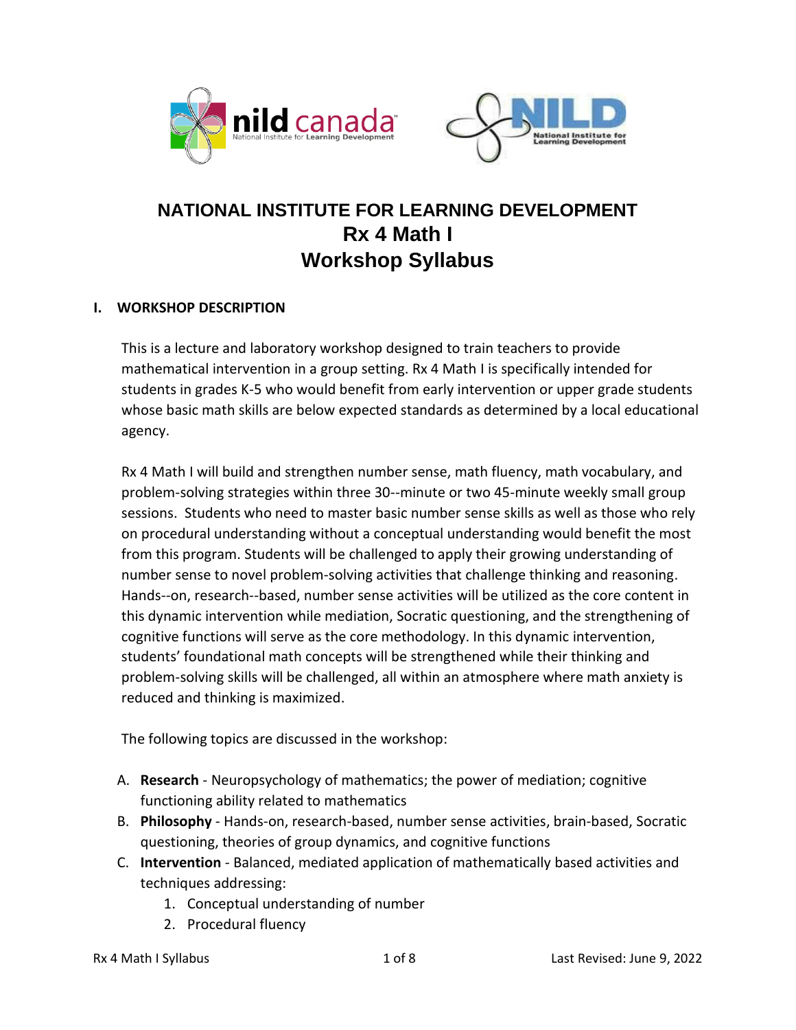# NATIONAL INSTITUTE FOR LEARNING DEVELOPMENT
# Rx 4 Math I
# Workshop Syllabus

## I. WORKSHOP DESCRIPTION

This is a lecture and laboratory workshop designed to train teachers to provide mathematical intervention in a group setting. Rx 4 Math I is specifically intended for students in grades K-5 who would benefit from early intervention or upper grade students whose basic math skills are below expected standards as determined by a local educational agency.

Rx 4 Math I will build and strengthen number sense, math fluency, math vocabulary, and problem-solving strategies within three 30--minute or two 45-minute weekly small group sessions. Students who need to master basic number sense skills as well as those who rely on procedural understanding without a conceptual understanding would benefit the most from this program. Students will be challenged to apply their growing understanding of number sense to novel problem-solving activities that challenge thinking and reasoning. Hands--on, research--based, number sense activities will be utilized as the core content in this dynamic intervention while mediation, Socratic questioning, and the strengthening of cognitive functions will serve as the core methodology. In this dynamic intervention, students' foundational math concepts will be strengthened while their thinking and problem-solving skills will be challenged, all within an atmosphere where math anxiety is reduced and thinking is maximized.

The following topics are discussed in the workshop:

A. **Research** - Neuropsychology of mathematics; the power of mediation; cognitive functioning ability related to mathematics
B. **Philosophy** - Hands-on, research-based, number sense activities, brain-based, Socratic questioning, theories of group dynamics, and cognitive functions
C. **Intervention** - Balanced, mediated application of mathematically based activities and techniques addressing:
    1. Conceptual understanding of number
    2. Procedural fluency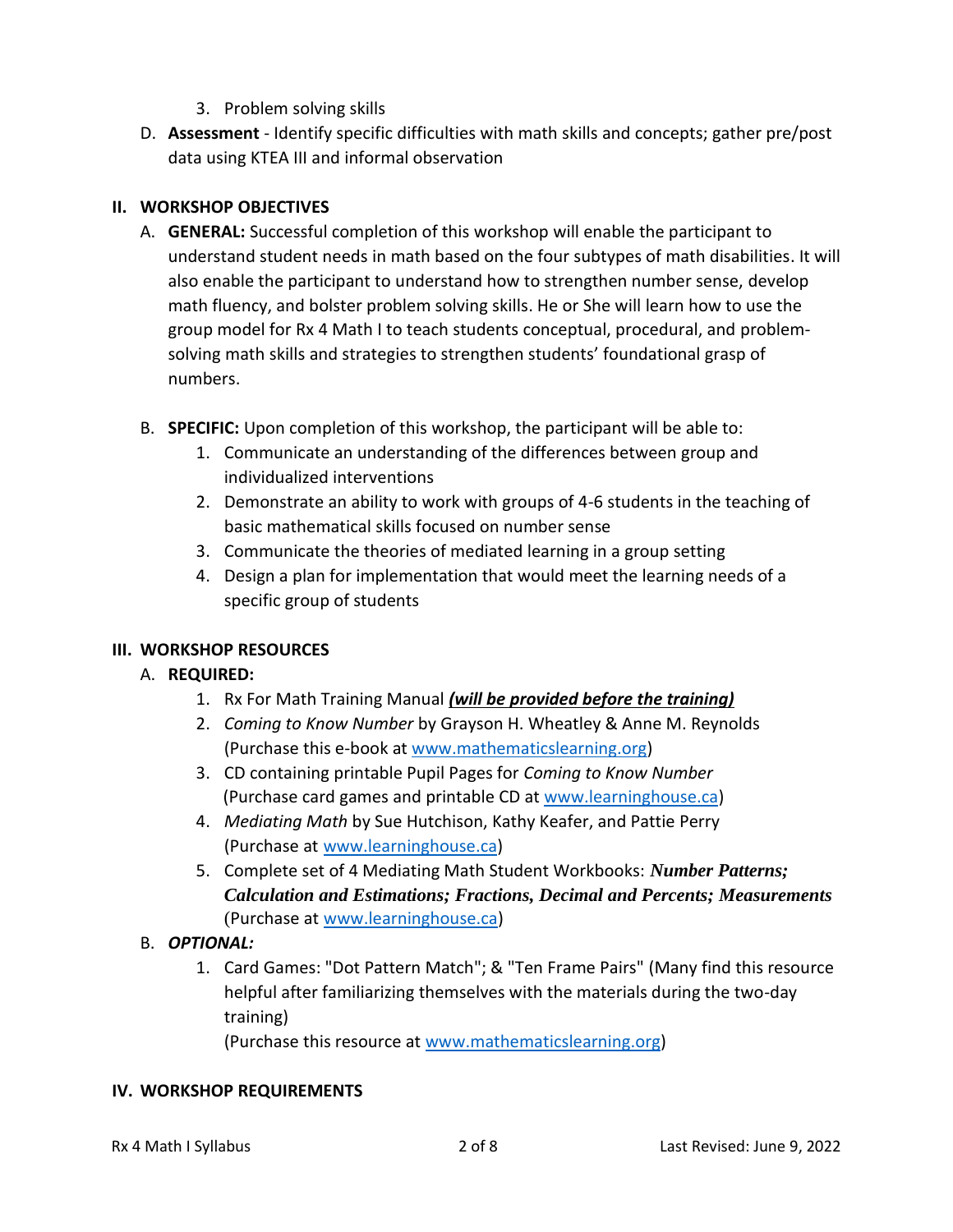3. Problem solving skills

D. **Assessment** - Identify specific difficulties with math skills and concepts; gather pre/post data using KTEA III and informal observation

## II. WORKSHOP OBJECTIVES

A. **GENERAL:** Successful completion of this workshop will enable the participant to understand student needs in math based on the four subtypes of math disabilities. It will also enable the participant to understand how to strengthen number sense, develop math fluency, and bolster problem solving skills. He or She will learn how to use the group model for Rx 4 Math I to teach students conceptual, procedural, and problem-solving math skills and strategies to strengthen students' foundational grasp of numbers.

B. **SPECIFIC:** Upon completion of this workshop, the participant will be able to:

1. Communicate an understanding of the differences between group and individualized interventions
2. Demonstrate an ability to work with groups of 4-6 students in the teaching of basic mathematical skills focused on number sense
3. Communicate the theories of mediated learning in a group setting
4. Design a plan for implementation that would meet the learning needs of a specific group of students

## III. WORKSHOP RESOURCES

A. **REQUIRED:**

1. Rx For Math Training Manual ***(will be provided before the training)***
2. *Coming to Know Number* by Grayson H. Wheatley & Anne M. Reynolds (Purchase this e-book at www.mathematicslearning.org)
3. CD containing printable Pupil Pages for *Coming to Know Number* (Purchase card games and printable CD at www.learninghouse.ca)
4. *Mediating Math* by Sue Hutchison, Kathy Keafer, and Pattie Perry (Purchase at www.learninghouse.ca)
5. Complete set of 4 Mediating Math Student Workbooks: ***Number Patterns; Calculation and Estimations; Fractions, Decimal and Percents; Measurements*** (Purchase at www.learninghouse.ca)

B. ***OPTIONAL:***

1. Card Games: "Dot Pattern Match"; & "Ten Frame Pairs" (Many find this resource helpful after familiarizing themselves with the materials during the two-day training)
   (Purchase this resource at www.mathematicslearning.org)

## IV. WORKSHOP REQUIREMENTS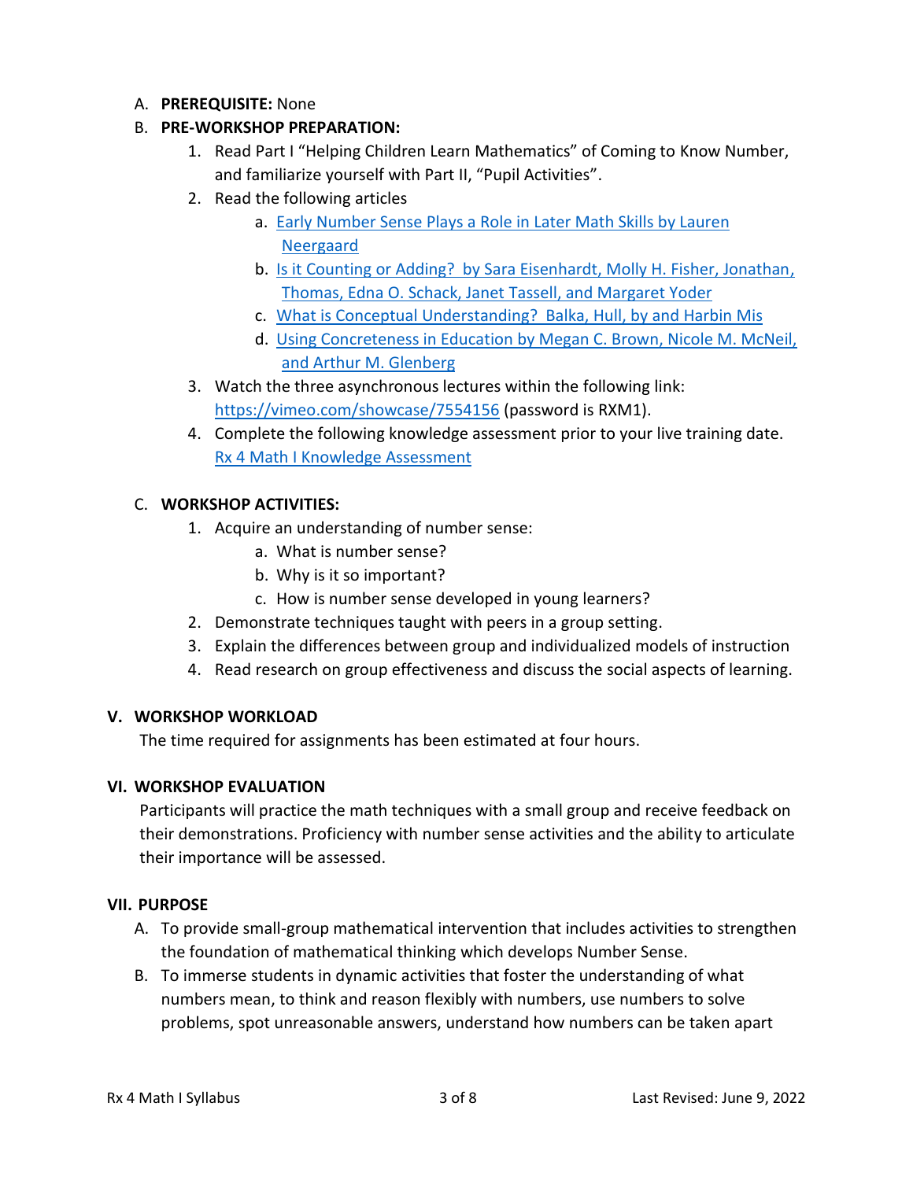A. **PREREQUISITE:** None

B. **PRE-WORKSHOP PREPARATION:**

1. Read Part I "Helping Children Learn Mathematics" of Coming to Know Number, and familiarize yourself with Part II, "Pupil Activities".
2. Read the following articles
    a. Early Number Sense Plays a Role in Later Math Skills by Lauren Neergaard
    b. Is it Counting or Adding? by Sara Eisenhardt, Molly H. Fisher, Jonathan, Thomas, Edna O. Schack, Janet Tassell, and Margaret Yoder
    c. What is Conceptual Understanding? Balka, Hull, by and Harbin Mis
    d. Using Concreteness in Education by Megan C. Brown, Nicole M. McNeil, and Arthur M. Glenberg
3. Watch the three asynchronous lectures within the following link: https://vimeo.com/showcase/7554156 (password is RXM1).
4. Complete the following knowledge assessment prior to your live training date. Rx 4 Math I Knowledge Assessment

C. **WORKSHOP ACTIVITIES:**

1. Acquire an understanding of number sense:
    a. What is number sense?
    b. Why is it so important?
    c. How is number sense developed in young learners?
2. Demonstrate techniques taught with peers in a group setting.
3. Explain the differences between group and individualized models of instruction
4. Read research on group effectiveness and discuss the social aspects of learning.

## V. WORKSHOP WORKLOAD

The time required for assignments has been estimated at four hours.

## VI. WORKSHOP EVALUATION

Participants will practice the math techniques with a small group and receive feedback on their demonstrations. Proficiency with number sense activities and the ability to articulate their importance will be assessed.

## VII. PURPOSE

A. To provide small-group mathematical intervention that includes activities to strengthen the foundation of mathematical thinking which develops Number Sense.

B. To immerse students in dynamic activities that foster the understanding of what numbers mean, to think and reason flexibly with numbers, use numbers to solve problems, spot unreasonable answers, understand how numbers can be taken apart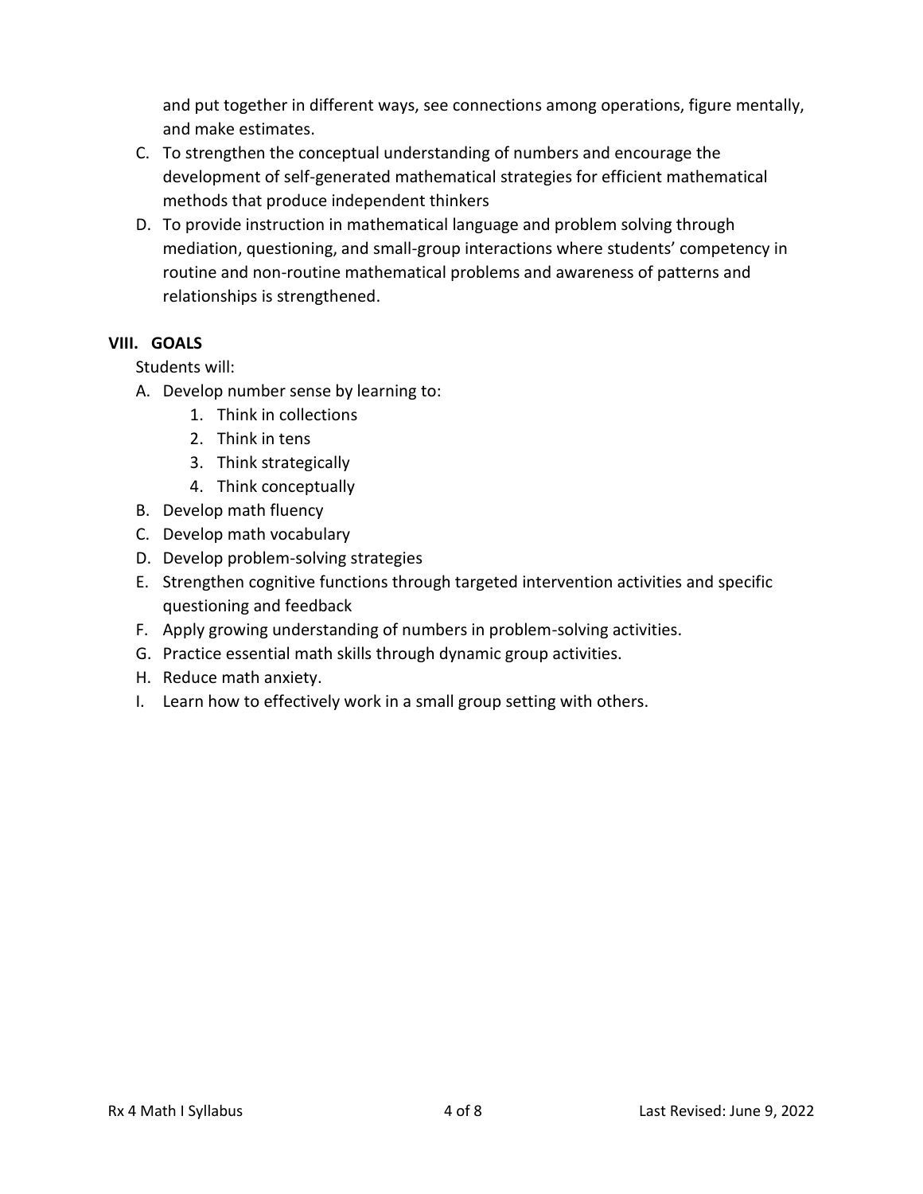and put together in different ways, see connections among operations, figure mentally, and make estimates.

C. To strengthen the conceptual understanding of numbers and encourage the development of self-generated mathematical strategies for efficient mathematical methods that produce independent thinkers
D. To provide instruction in mathematical language and problem solving through mediation, questioning, and small-group interactions where students' competency in routine and non-routine mathematical problems and awareness of patterns and relationships is strengthened.

## VIII. GOALS

Students will:

A. Develop number sense by learning to:
   1. Think in collections
   2. Think in tens
   3. Think strategically
   4. Think conceptually
B. Develop math fluency
C. Develop math vocabulary
D. Develop problem-solving strategies
E. Strengthen cognitive functions through targeted intervention activities and specific questioning and feedback
F. Apply growing understanding of numbers in problem-solving activities.
G. Practice essential math skills through dynamic group activities.
H. Reduce math anxiety.
I. Learn how to effectively work in a small group setting with others.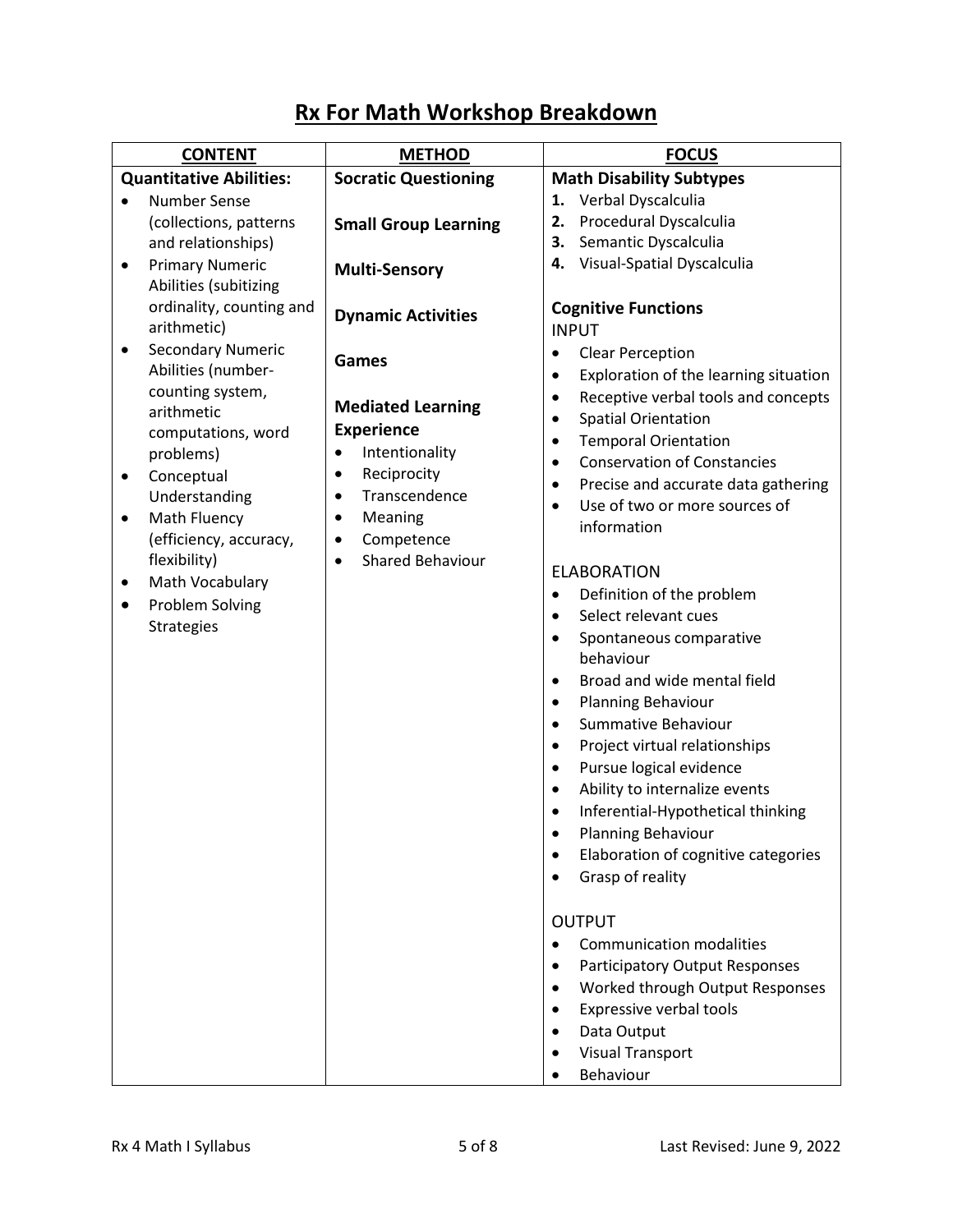# Rx For Math Workshop Breakdown

| CONTENT | METHOD | FOCUS |
|---|---|---|
| **Quantitative Abilities:**<br>• Number Sense (collections, patterns and relationships)<br>• Primary Numeric Abilities (subitizing ordinality, counting and arithmetic)<br>• Secondary Numeric Abilities (number-counting system, arithmetic computations, word problems)<br>• Conceptual Understanding<br>• Math Fluency (efficiency, accuracy, flexibility)<br>• Math Vocabulary<br>• Problem Solving Strategies | **Socratic Questioning**<br><br>**Small Group Learning**<br><br>**Multi-Sensory**<br><br>**Dynamic Activities**<br><br>**Games**<br><br>**Mediated Learning Experience**<br>• Intentionality<br>• Reciprocity<br>• Transcendence<br>• Meaning<br>• Competence<br>• Shared Behaviour | **Math Disability Subtypes**<br>**1.** Verbal Dyscalculia<br>**2.** Procedural Dyscalculia<br>**3.** Semantic Dyscalculia<br>**4.** Visual-Spatial Dyscalculia<br><br>**Cognitive Functions**<br>INPUT<br>• Clear Perception<br>• Exploration of the learning situation<br>• Receptive verbal tools and concepts<br>• Spatial Orientation<br>• Temporal Orientation<br>• Conservation of Constancies<br>• Precise and accurate data gathering<br>• Use of two or more sources of information<br><br>ELABORATION<br>• Definition of the problem<br>• Select relevant cues<br>• Spontaneous comparative behaviour<br>• Broad and wide mental field<br>• Planning Behaviour<br>• Summative Behaviour<br>• Project virtual relationships<br>• Pursue logical evidence<br>• Ability to internalize events<br>• Inferential-Hypothetical thinking<br>• Planning Behaviour<br>• Elaboration of cognitive categories<br>• Grasp of reality<br><br>OUTPUT<br>• Communication modalities<br>• Participatory Output Responses<br>• Worked through Output Responses<br>• Expressive verbal tools<br>• Data Output<br>• Visual Transport<br>• Behaviour |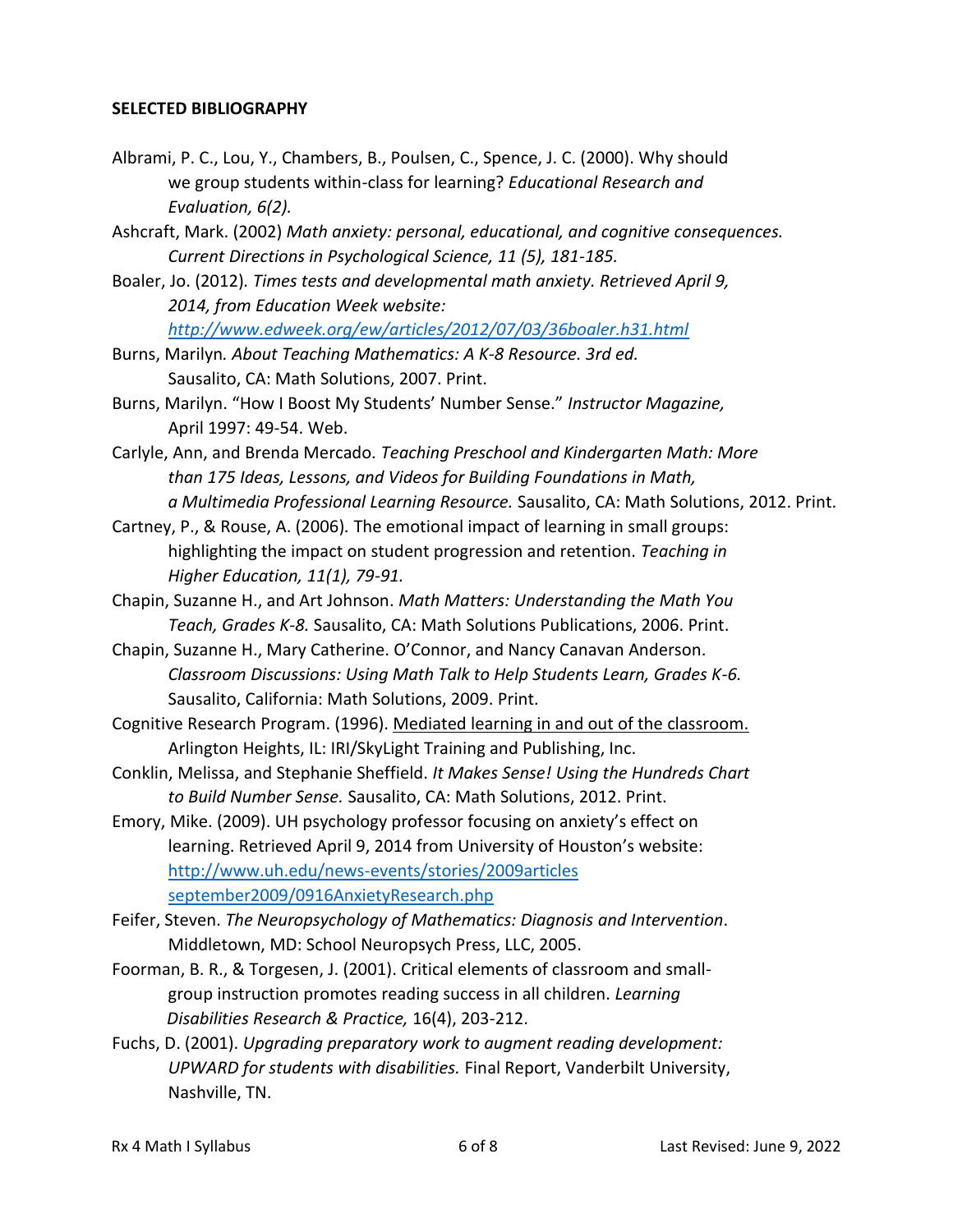**SELECTED BIBLIOGRAPHY**

Albrami, P. C., Lou, Y., Chambers, B., Poulsen, C., Spence, J. C. (2000). Why should we group students within-class for learning? *Educational Research and Evaluation, 6(2).*

Ashcraft, Mark. (2002) *Math anxiety: personal, educational, and cognitive consequences. Current Directions in Psychological Science, 11 (5), 181-185.*

Boaler, Jo. (2012)*. Times tests and developmental math anxiety. Retrieved April 9, 2014, from Education Week website: [http://www.edweek.org/ew/articles/2012/07/03/36boaler.h31.html](http://www.edweek.org/ew/articles/2012/07/03/36boaler.h31.html)*

Burns, Marilyn*. About Teaching Mathematics: A K-8 Resource. 3rd ed.* Sausalito, CA: Math Solutions, 2007. Print.

Burns, Marilyn. "How I Boost My Students' Number Sense." *Instructor Magazine,* April 1997: 49-54. Web.

Carlyle, Ann, and Brenda Mercado. *Teaching Preschool and Kindergarten Math: More than 175 Ideas, Lessons, and Videos for Building Foundations in Math, a Multimedia Professional Learning Resource.* Sausalito, CA: Math Solutions, 2012. Print.

Cartney, P., & Rouse, A. (2006). The emotional impact of learning in small groups: highlighting the impact on student progression and retention. *Teaching in Higher Education, 11(1), 79-91.*

Chapin, Suzanne H., and Art Johnson. *Math Matters: Understanding the Math You Teach, Grades K-8.* Sausalito, CA: Math Solutions Publications, 2006. Print.

Chapin, Suzanne H., Mary Catherine. O'Connor, and Nancy Canavan Anderson. *Classroom Discussions: Using Math Talk to Help Students Learn, Grades K-6.* Sausalito, California: Math Solutions, 2009. Print.

Cognitive Research Program. (1996). <u>Mediated learning in and out of the classroom.</u> Arlington Heights, IL: IRI/SkyLight Training and Publishing, Inc.

Conklin, Melissa, and Stephanie Sheffield. *It Makes Sense! Using the Hundreds Chart to Build Number Sense.* Sausalito, CA: Math Solutions, 2012. Print.

Emory, Mike. (2009). UH psychology professor focusing on anxiety's effect on learning. Retrieved April 9, 2014 from University of Houston's website: [http://www.uh.edu/news-events/stories/2009articles september2009/0916AnxietyResearch.php](http://www.uh.edu/news-events/stories/2009articles/september2009/0916AnxietyResearch.php)

Feifer, Steven. *The Neuropsychology of Mathematics: Diagnosis and Intervention*. Middletown, MD: School Neuropsych Press, LLC, 2005.

Foorman, B. R., & Torgesen, J. (2001). Critical elements of classroom and small-group instruction promotes reading success in all children. *Learning Disabilities Research & Practice,* 16(4), 203-212.

Fuchs, D. (2001). *Upgrading preparatory work to augment reading development: UPWARD for students with disabilities.* Final Report, Vanderbilt University, Nashville, TN.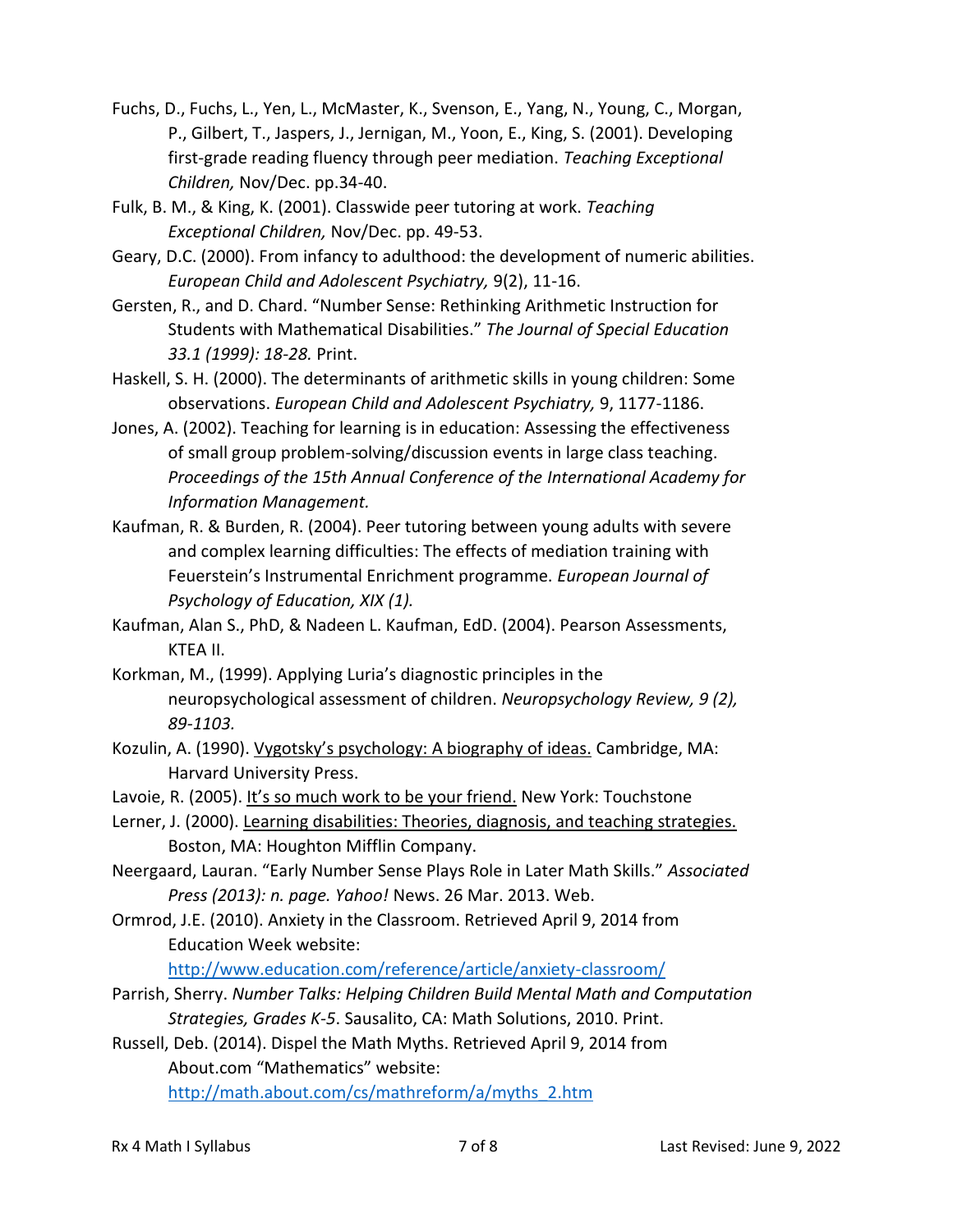Fuchs, D., Fuchs, L., Yen, L., McMaster, K., Svenson, E., Yang, N., Young, C., Morgan, P., Gilbert, T., Jaspers, J., Jernigan, M., Yoon, E., King, S. (2001). Developing first-grade reading fluency through peer mediation. *Teaching Exceptional Children,* Nov/Dec. pp.34-40.

Fulk, B. M., & King, K. (2001). Classwide peer tutoring at work. *Teaching Exceptional Children,* Nov/Dec. pp. 49-53.

Geary, D.C. (2000). From infancy to adulthood: the development of numeric abilities. *European Child and Adolescent Psychiatry,* 9(2), 11-16.

Gersten, R., and D. Chard. "Number Sense: Rethinking Arithmetic Instruction for Students with Mathematical Disabilities." *The Journal of Special Education 33.1 (1999): 18-28.* Print.

Haskell, S. H. (2000). The determinants of arithmetic skills in young children: Some observations. *European Child and Adolescent Psychiatry,* 9, 1177-1186.

Jones, A. (2002). Teaching for learning is in education: Assessing the effectiveness of small group problem-solving/discussion events in large class teaching. *Proceedings of the 15th Annual Conference of the International Academy for Information Management.*

Kaufman, R. & Burden, R. (2004). Peer tutoring between young adults with severe and complex learning difficulties: The effects of mediation training with Feuerstein's Instrumental Enrichment programme. *European Journal of Psychology of Education, XIX (1).*

Kaufman, Alan S., PhD, & Nadeen L. Kaufman, EdD. (2004). Pearson Assessments, KTEA II.

Korkman, M., (1999). Applying Luria's diagnostic principles in the neuropsychological assessment of children. *Neuropsychology Review, 9 (2), 89-1103.*

Kozulin, A. (1990). <u>Vygotsky's psychology: A biography of ideas.</u> Cambridge, MA: Harvard University Press.

Lavoie, R. (2005). <u>It's so much work to be your friend.</u> New York: Touchstone

Lerner, J. (2000). <u>Learning disabilities: Theories, diagnosis, and teaching strategies.</u> Boston, MA: Houghton Mifflin Company.

Neergaard, Lauran. "Early Number Sense Plays Role in Later Math Skills." *Associated Press (2013): n. page. Yahoo!* News. 26 Mar. 2013. Web.

Ormrod, J.E. (2010). Anxiety in the Classroom. Retrieved April 9, 2014 from Education Week website: http://www.education.com/reference/article/anxiety-classroom/

Parrish, Sherry. *Number Talks: Helping Children Build Mental Math and Computation Strategies, Grades K-5*. Sausalito, CA: Math Solutions, 2010. Print.

Russell, Deb. (2014). Dispel the Math Myths. Retrieved April 9, 2014 from About.com "Mathematics" website: http://math.about.com/cs/mathreform/a/myths_2.htm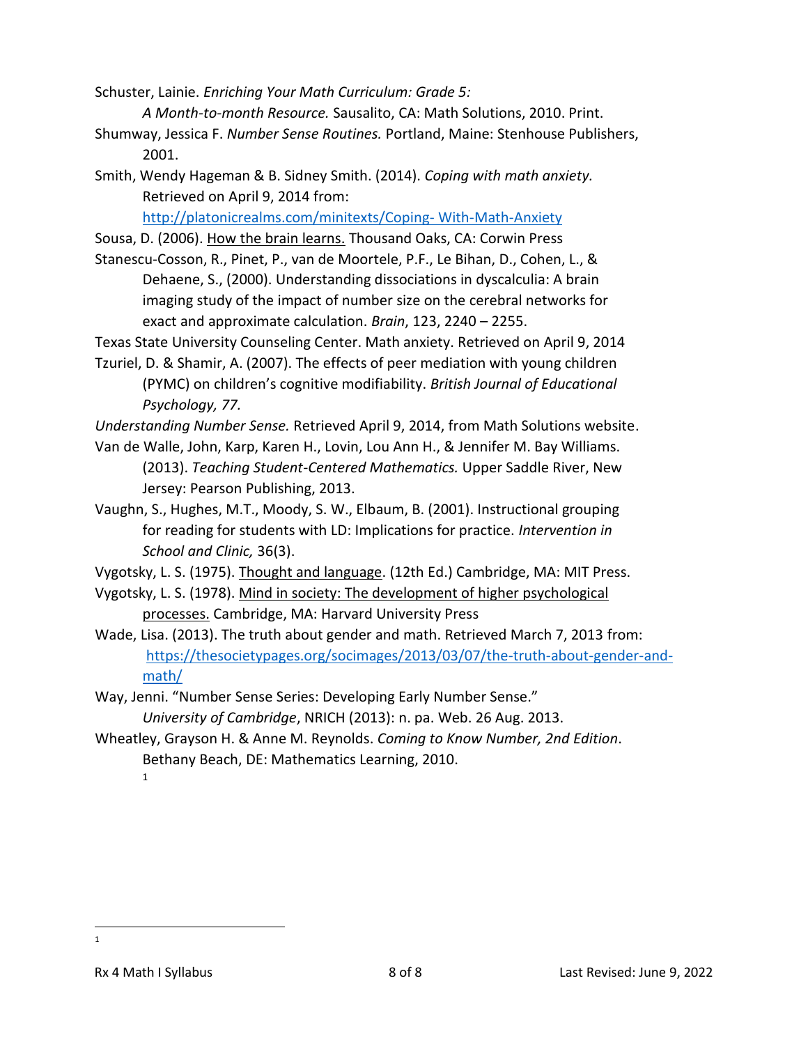Schuster, Lainie. *Enriching Your Math Curriculum: Grade 5: A Month-to-month Resource.* Sausalito, CA: Math Solutions, 2010. Print.

Shumway, Jessica F. *Number Sense Routines.* Portland, Maine: Stenhouse Publishers, 2001.

Smith, Wendy Hageman & B. Sidney Smith. (2014). *Coping with math anxiety.* Retrieved on April 9, 2014 from: [http://platonicrealms.com/minitexts/Coping- With-Math-Anxiety](http://platonicrealms.com/minitexts/Coping-With-Math-Anxiety)

Sousa, D. (2006). How the brain learns. Thousand Oaks, CA: Corwin Press

Stanescu-Cosson, R., Pinet, P., van de Moortele, P.F., Le Bihan, D., Cohen, L., & Dehaene, S., (2000). Understanding dissociations in dyscalculia: A brain imaging study of the impact of number size on the cerebral networks for exact and approximate calculation. *Brain*, 123, 2240 – 2255.

Texas State University Counseling Center. Math anxiety. Retrieved on April 9, 2014

Tzuriel, D. & Shamir, A. (2007). The effects of peer mediation with young children (PYMC) on children's cognitive modifiability. *British Journal of Educational Psychology, 77.*

*Understanding Number Sense.* Retrieved April 9, 2014, from Math Solutions website.

Van de Walle, John, Karp, Karen H., Lovin, Lou Ann H., & Jennifer M. Bay Williams. (2013). *Teaching Student-Centered Mathematics.* Upper Saddle River, New Jersey: Pearson Publishing, 2013.

Vaughn, S., Hughes, M.T., Moody, S. W., Elbaum, B. (2001). Instructional grouping for reading for students with LD: Implications for practice. *Intervention in School and Clinic,* 36(3).

Vygotsky, L. S. (1975). Thought and language. (12th Ed.) Cambridge, MA: MIT Press.

Vygotsky, L. S. (1978). Mind in society: The development of higher psychological processes. Cambridge, MA: Harvard University Press

Wade, Lisa. (2013). The truth about gender and math. Retrieved March 7, 2013 from: [https://thesocietypages.org/socimages/2013/03/07/the-truth-about-gender-and-math/](https://thesocietypages.org/socimages/2013/03/07/the-truth-about-gender-and-math/)

Way, Jenni. "Number Sense Series: Developing Early Number Sense." *University of Cambridge*, NRICH (2013): n. pa. Web. 26 Aug. 2013.

Wheatley, Grayson H. & Anne M. Reynolds. *Coming to Know Number, 2nd Edition*. Bethany Beach, DE: Mathematics Learning, 2010.

[1]

---

[1]